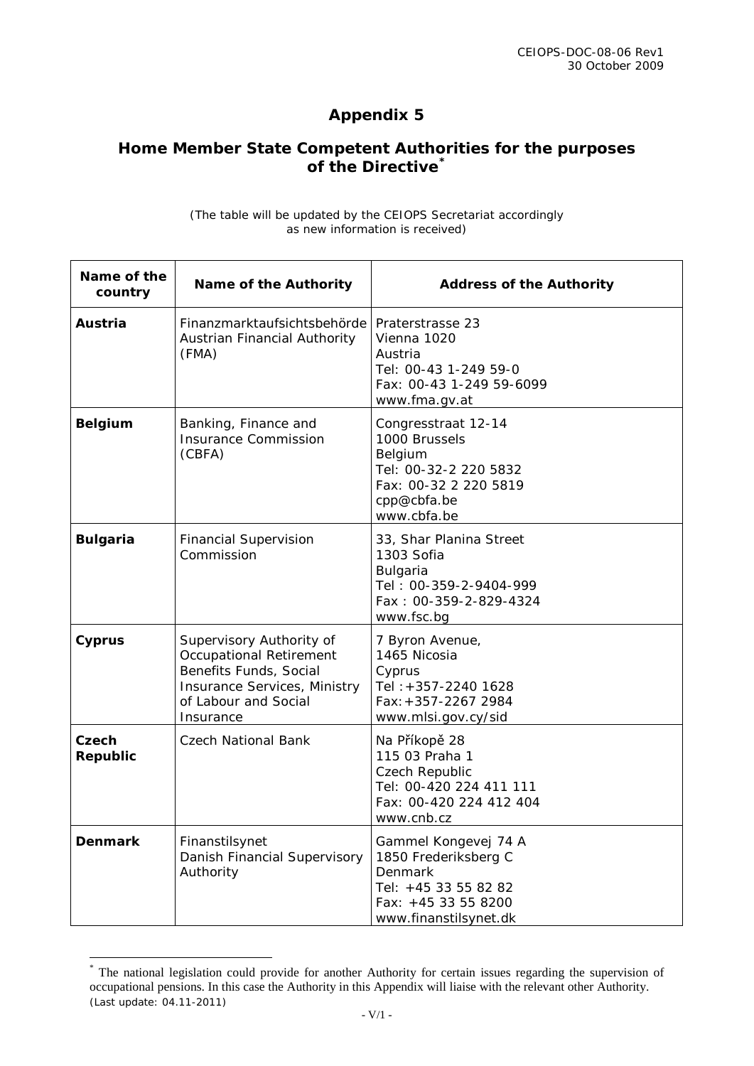CEIOPS-DOC-08-06 Rev1
30 October 2009

# Appendix 5

## Home Member State Competent Authorities for the purposes of the Directive[*]

*(The table will be updated by the CEIOPS Secretariat accordingly as new information is received)*

| Name of the country | Name of the Authority | Address of the Authority |
|---|---|---|
| **Austria** | Finanzmarktaufsichtsbehörde<br>Austrian Financial Authority (FMA) | Praterstrasse 23<br>Vienna 1020<br>Austria<br>Tel: 00-43 1-249 59-0<br>Fax: 00-43 1-249 59-6099<br>www.fma.gv.at |
| **Belgium** | Banking, Finance and Insurance Commission (CBFA) | Congresstraat 12-14<br>1000 Brussels<br>Belgium<br>Tel: 00-32-2 220 5832<br>Fax: 00-32 2 220 5819<br>cpp@cbfa.be<br>www.cbfa.be |
| **Bulgaria** | Financial Supervision Commission | 33, Shar Planina Street<br>1303 Sofia<br>Bulgaria<br>Tel : 00-359-2-9404-999<br>Fax : 00-359-2-829-4324<br>www.fsc.bg |
| **Cyprus** | Supervisory Authority of Occupational Retirement Benefits Funds, Social Insurance Services, Ministry of Labour and Social Insurance | 7 Byron Avenue,<br>1465 Nicosia<br>Cyprus<br>Tel :+357-2240 1628<br>Fax:+357-2267 2984<br>www.mlsi.gov.cy/sid |
| **Czech Republic** | Czech National Bank | Na Příkopě 28<br>115 03 Praha 1<br>Czech Republic<br>Tel: 00-420 224 411 111<br>Fax: 00-420 224 412 404<br>www.cnb.cz |
| **Denmark** | Finanstilsynet<br>Danish Financial Supervisory Authority | Gammel Kongevej 74 A<br>1850 Frederiksberg C<br>Denmark<br>Tel: +45 33 55 82 82<br>Fax: +45 33 55 8200<br>www.finanstilsynet.dk |

[*] The national legislation could provide for another Authority for certain issues regarding the supervision of occupational pensions. In this case the Authority in this Appendix will liaise with the relevant other Authority.
(Last update: 04.11-2011)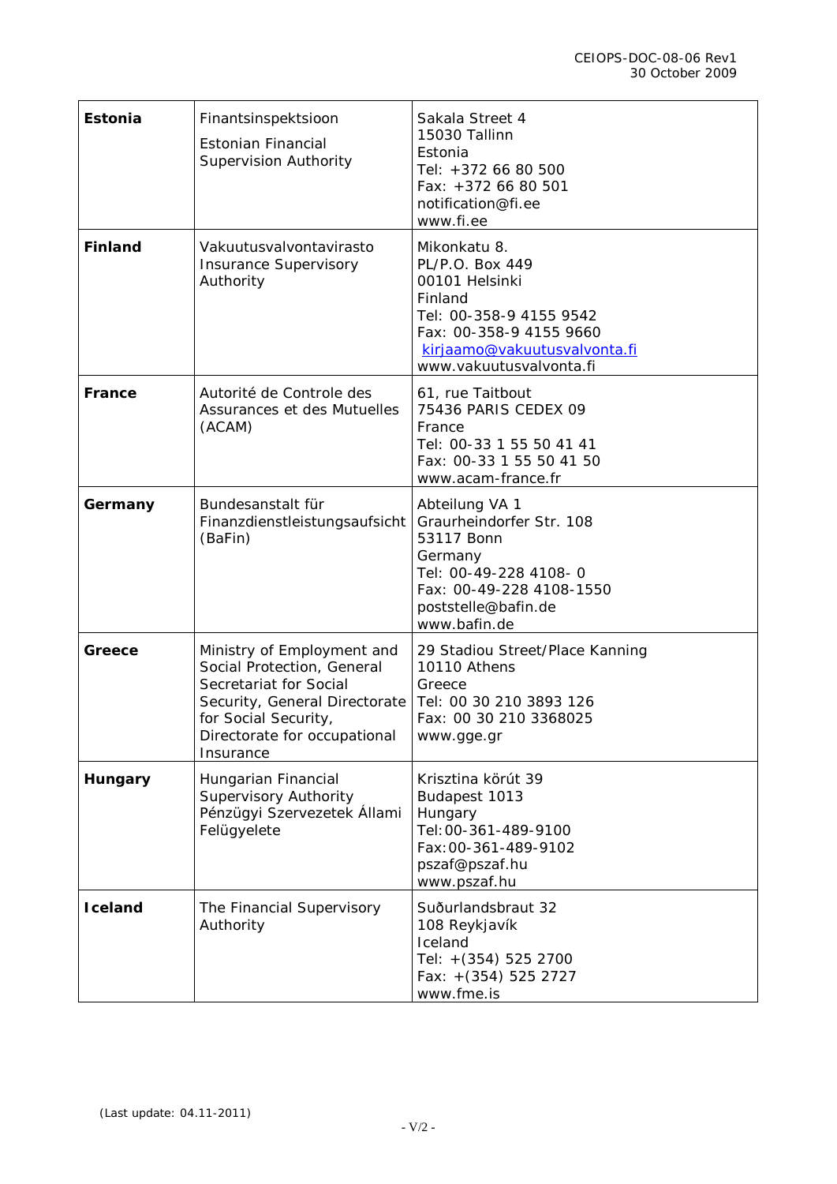| **Estonia** | Finantsinspektsioon<br>Estonian Financial Supervision Authority | Sakala Street 4<br>15030 Tallinn<br>Estonia<br>Tel: +372 66 80 500<br>Fax: +372 66 80 501<br>notification@fi.ee<br>www.fi.ee |
|---|---|---|
| **Finland** | Vakuutusvalvontavirasto<br>Insurance Supervisory Authority | Mikonkatu 8.<br>PL/P.O. Box 449<br>00101 Helsinki<br>Finland<br>Tel: 00-358-9 4155 9542<br>Fax: 00-358-9 4155 9660<br>kirjaamo@vakuutusvalvonta.fi<br>www.vakuutusvalvonta.fi |
| **France** | Autorité de Controle des Assurances et des Mutuelles (ACAM) | 61, rue Taitbout<br>75436 PARIS CEDEX 09<br>France<br>Tel: 00-33 1 55 50 41 41<br>Fax: 00-33 1 55 50 41 50<br>www.acam-france.fr |
| **Germany** | Bundesanstalt für Finanzdienstleistungsaufsicht (BaFin) | Abteilung VA 1<br>Graurheindorfer Str. 108<br>53117 Bonn<br>Germany<br>Tel: 00-49-228 4108- 0<br>Fax: 00-49-228 4108-1550<br>poststelle@bafin.de<br>www.bafin.de |
| **Greece** | Ministry of Employment and Social Protection, General Secretariat for Social Security, General Directorate for Social Security, Directorate for occupational Insurance | 29 Stadiou Street/Place Kanning<br>10110 Athens<br>Greece<br>Tel: 00 30 210 3893 126<br>Fax: 00 30 210 3368025<br>www.gge.gr |
| **Hungary** | Hungarian Financial Supervisory Authority<br>Pénzügyi Szervezetek Állami Felügyelete | Krisztina körút 39<br>Budapest 1013<br>Hungary<br>Tel:00-361-489-9100<br>Fax:00-361-489-9102<br>pszaf@pszaf.hu<br>www.pszaf.hu |
| **Iceland** | The Financial Supervisory Authority | Suðurlandsbraut 32<br>108 Reykjavík<br>Iceland<br>Tel: +(354) 525 2700<br>Fax: +(354) 525 2727<br>www.fme.is |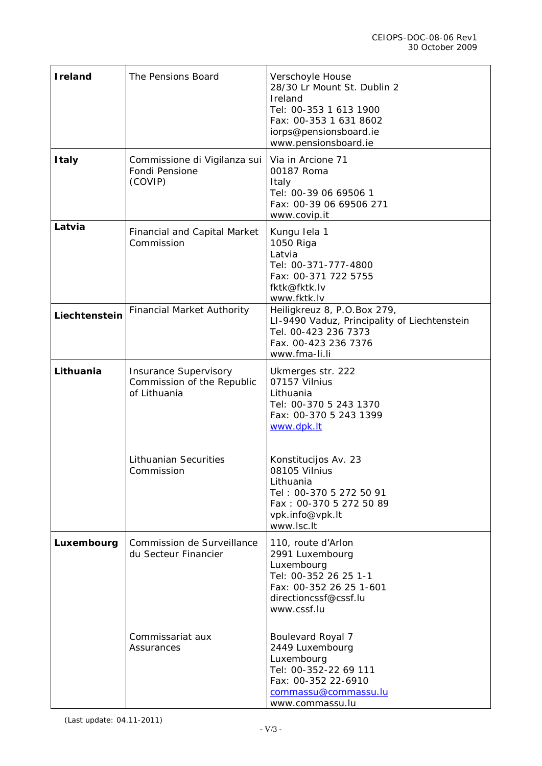| | | |
|---|---|---|
| **Ireland** | The Pensions Board | Verschoyle House<br>28/30 Lr Mount St. Dublin 2<br>Ireland<br>Tel: 00-353 1 613 1900<br>Fax: 00-353 1 631 8602<br>iorps@pensionsboard.ie<br>www.pensionsboard.ie |
| **Italy** | Commissione di Vigilanza sui Fondi Pensione<br>(COVIP) | Via in Arcione 71<br>00187 Roma<br>Italy<br>Tel: 00-39 06 69506 1<br>Fax: 00-39 06 69506 271<br>www.covip.it |
| **Latvia** | Financial and Capital Market Commission | Kungu Iela 1<br>1050 Riga<br>Latvia<br>Tel: 00-371-777-4800<br>Fax: 00-371 722 5755<br>fktk@fktk.lv<br>www.fktk.lv |
| **Liechtenstein** | Financial Market Authority | Heiligkreuz 8, P.O.Box 279,<br>LI-9490 Vaduz, Principality of Liechtenstein<br>Tel. 00-423 236 7373<br>Fax. 00-423 236 7376<br>www.fma-li.li |
| **Lithuania** | Insurance Supervisory Commission of the Republic of Lithuania<br><br><br><br><br>Lithuanian Securities Commission | Ukmerges str. 222<br>07157 Vilnius<br>Lithuania<br>Tel: 00-370 5 243 1370<br>Fax: 00-370 5 243 1399<br>www.dpk.lt<br><br>Konstitucijos Av. 23<br>08105 Vilnius<br>Lithuania<br>Tel : 00-370 5 272 50 91<br>Fax : 00-370 5 272 50 89<br>vpk.info@vpk.lt<br>www.lsc.lt |
| **Luxembourg** | Commission de Surveillance du Secteur Financier<br><br><br><br><br><br>Commissariat aux Assurances | 110, route d'Arlon<br>2991 Luxembourg<br>Luxembourg<br>Tel: 00-352 26 25 1-1<br>Fax: 00-352 26 25 1-601<br>directioncssf@cssf.lu<br>www.cssf.lu<br><br>Boulevard Royal 7<br>2449 Luxembourg<br>Luxembourg<br>Tel: 00-352-22 69 111<br>Fax: 00-352 22-6910<br>commassu@commassu.lu<br>www.commassu.lu |

(Last update: 04.11-2011)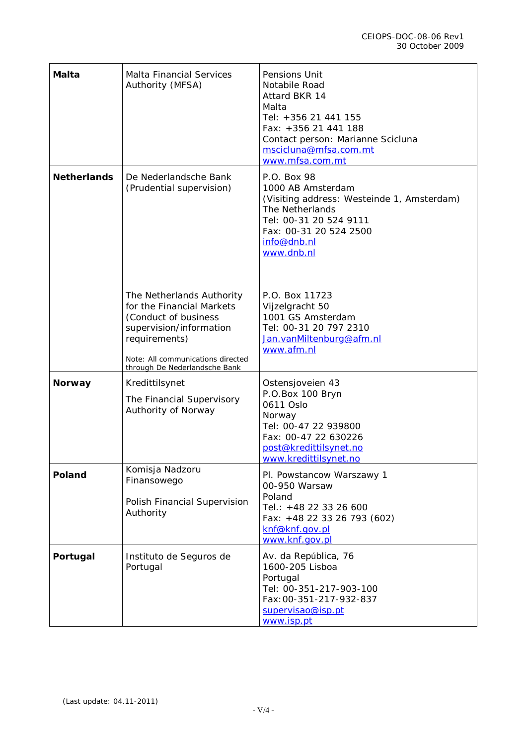| | | |
|---|---|---|
| **Malta** | Malta Financial Services Authority (MFSA) | Pensions Unit<br>Notabile Road<br>Attard BKR 14<br>Malta<br>Tel: +356 21 441 155<br>Fax: +356 21 441 188<br>Contact person: Marianne Scicluna<br>mscicluna@mfsa.com.mt<br>www.mfsa.com.mt |
| **Netherlands** | De Nederlandsche Bank (Prudential supervision)<br><br>The Netherlands Authority for the Financial Markets (Conduct of business supervision/information requirements)<br><br>Note: All communications directed through De Nederlandsche Bank | P.O. Box 98<br>1000 AB Amsterdam<br>(Visiting address: Westeinde 1, Amsterdam)<br>The Netherlands<br>Tel: 00-31 20 524 9111<br>Fax: 00-31 20 524 2500<br>info@dnb.nl<br>www.dnb.nl<br><br>P.O. Box 11723<br>Vijzelgracht 50<br>1001 GS Amsterdam<br>Tel: 00-31 20 797 2310<br>Jan.vanMiltenburg@afm.nl<br>www.afm.nl |
| **Norway** | Kredittilsynet<br><br>The Financial Supervisory Authority of Norway | Ostensjoveien 43<br>P.O.Box 100 Bryn<br>0611 Oslo<br>Norway<br>Tel: 00-47 22 939800<br>Fax: 00-47 22 630226<br>post@kredittilsynet.no<br>www.kredittilsynet.no |
| **Poland** | Komisja Nadzoru Finansowego<br><br>Polish Financial Supervision Authority | Pl. Powstancow Warszawy 1<br>00-950 Warsaw<br>Poland<br>Tel.: +48 22 33 26 600<br>Fax: +48 22 33 26 793 (602)<br>knf@knf.gov.pl<br>www.knf.gov.pl |
| **Portugal** | Instituto de Seguros de Portugal | Av. da República, 76<br>1600-205 Lisboa<br>Portugal<br>Tel: 00-351-217-903-100<br>Fax:00-351-217-932-837<br>supervisao@isp.pt<br>www.isp.pt |

(Last update: 04.11-2011)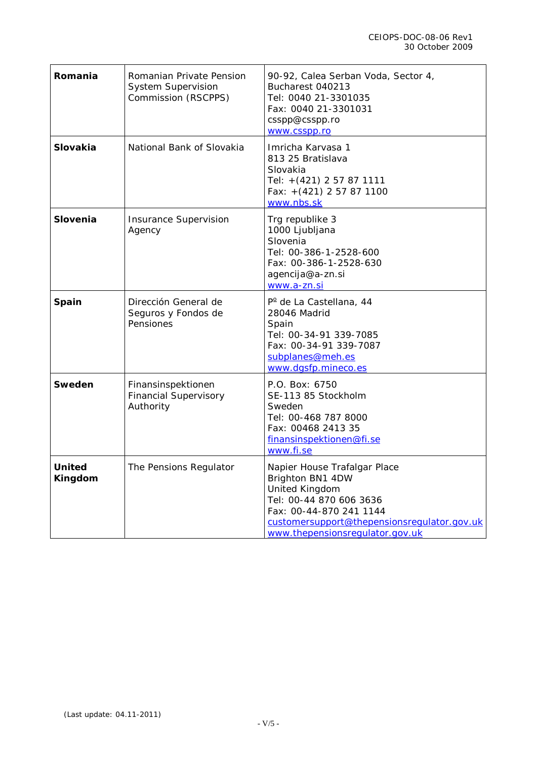| | | |
|---|---|---|
| **Romania** | Romanian Private Pension System Supervision Commission (RSCPPS) | 90-92, Calea Serban Voda, Sector 4, Bucharest 040213<br>Tel: 0040 21-3301035<br>Fax: 0040 21-3301031<br>csspp@csspp.ro<br>www.csspp.ro |
| **Slovakia** | National Bank of Slovakia | Imricha Karvasa 1<br>813 25 Bratislava<br>Slovakia<br>Tel: +(421) 2 57 87 1111<br>Fax: +(421) 2 57 87 1100<br>www.nbs.sk |
| **Slovenia** | Insurance Supervision Agency | Trg republike 3<br>1000 Ljubljana<br>Slovenia<br>Tel: 00-386-1-2528-600<br>Fax: 00-386-1-2528-630<br>agencija@a-zn.si<br>www.a-zn.si |
| **Spain** | Dirección General de Seguros y Fondos de Pensiones | Pº de La Castellana, 44<br>28046 Madrid<br>Spain<br>Tel: 00-34-91 339-7085<br>Fax: 00-34-91 339-7087<br>subplanes@meh.es<br>www.dgsfp.mineco.es |
| **Sweden** | Finansinspektionen Financial Supervisory Authority | P.O. Box: 6750<br>SE-113 85 Stockholm<br>Sweden<br>Tel: 00-468 787 8000<br>Fax: 00468 2413 35<br>finansinspektionen@fi.se<br>www.fi.se |
| **United Kingdom** | The Pensions Regulator | Napier House Trafalgar Place<br>Brighton BN1 4DW<br>United Kingdom<br>Tel: 00-44 870 606 3636<br>Fax: 00-44-870 241 1144<br>customersupport@thepensionsregulator.gov.uk<br>www.thepensionsregulator.gov.uk |

(Last update: 04.11-2011)